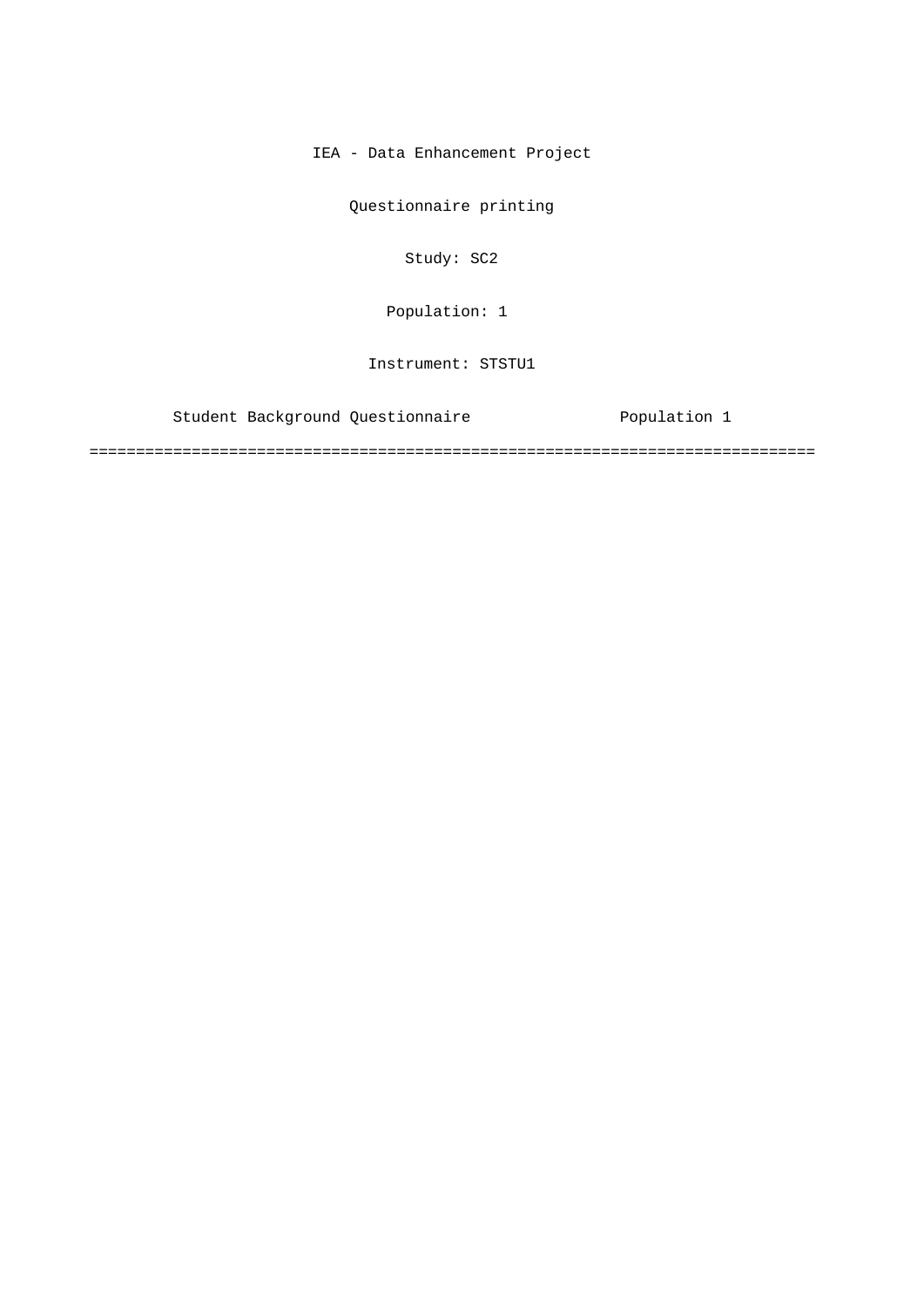IEA - Data Enhancement Project

Questionnaire printing

Study: SC2

Population: 1

Instrument: STSTU1

Student Background Questionnaire                Population 1

===============================================================================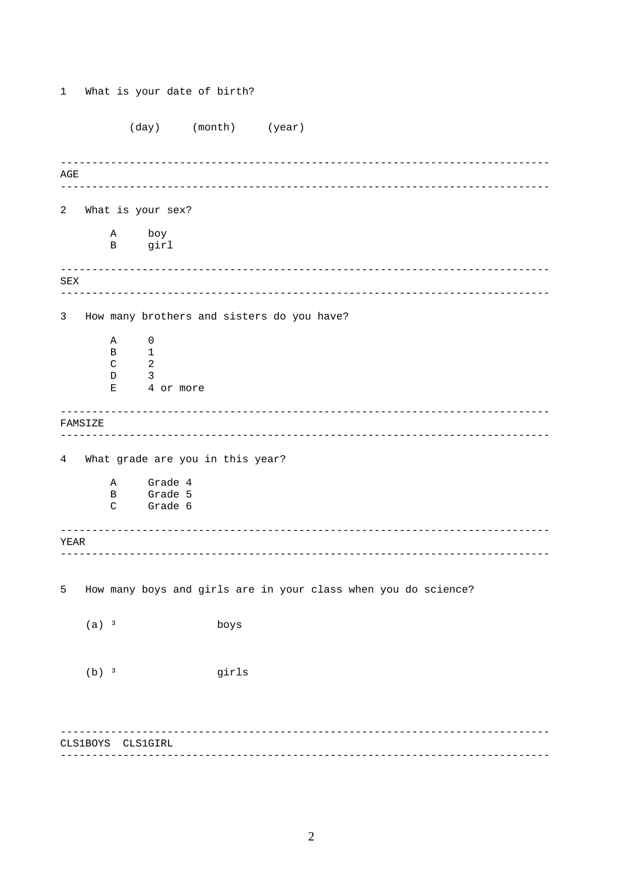1 What is your date of birth?

(day) (month) (year)

---

AGE

---

2 What is your sex?

A boy
B girl

---

SEX

---

3 How many brothers and sisters do you have?

A 0
B 1
C 2
D 3
E 4 or more

---

FAMSIZE

---

4 What grade are you in this year?

A Grade 4
B Grade 5
C Grade 6

---

YEAR

---

5 How many boys and girls are in your class when you do science?

(a) ³ boys

(b) ³ girls

---

CLS1BOYS CLS1GIRL

---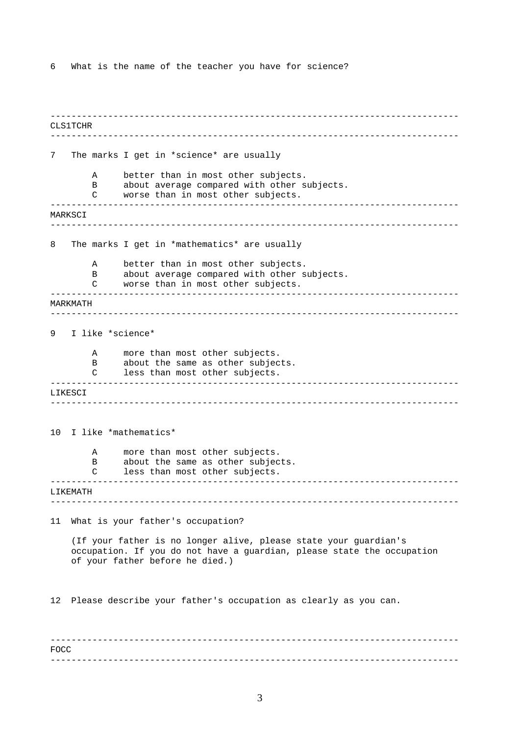6 What is the name of the teacher you have for science?

---

CLS1TCHR

---

7 The marks I get in *science* are usually

- A better than in most other subjects.
- B about average compared with other subjects.
- C worse than in most other subjects.

---

MARKSCI

---

8 The marks I get in *mathematics* are usually

- A better than in most other subjects.
- B about average compared with other subjects.
- C worse than in most other subjects.

---

MARKMATH

---

9 I like *science*

- A more than most other subjects.
- B about the same as other subjects.
- C less than most other subjects.

---

LIKESCI

---

10 I like *mathematics*

- A more than most other subjects.
- B about the same as other subjects.
- C less than most other subjects.

---

LIKEMATH

---

11 What is your father's occupation?

(If your father is no longer alive, please state your guardian's occupation. If you do not have a guardian, please state the occupation of your father before he died.)

12 Please describe your father's occupation as clearly as you can.

---

FOCC

---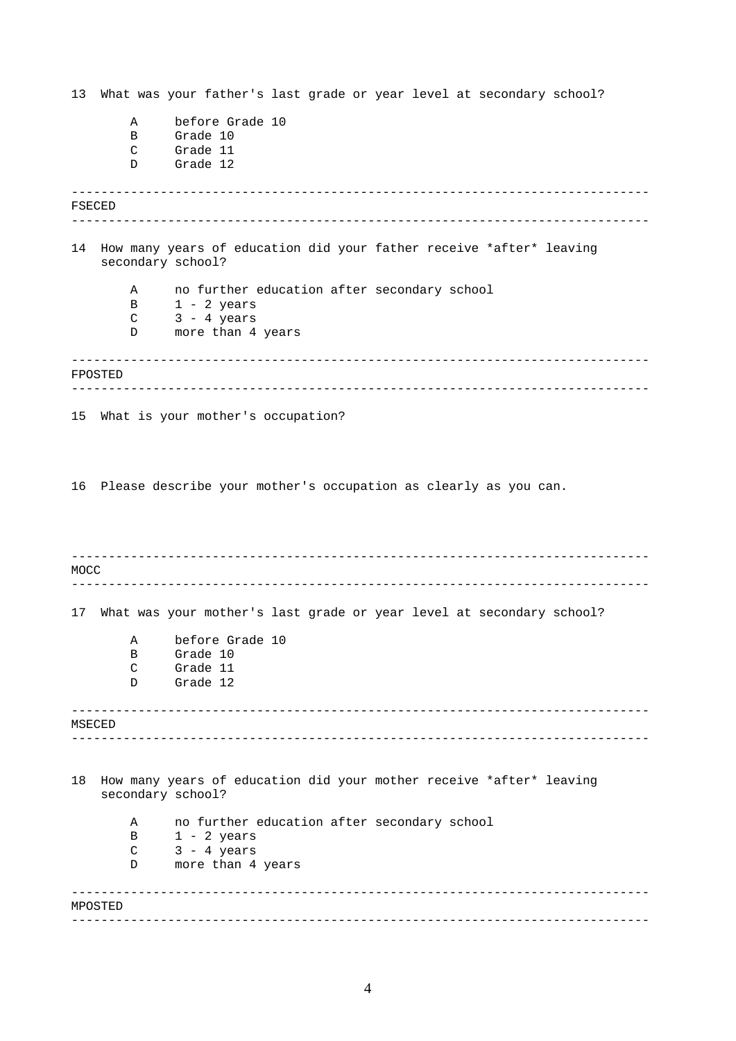13 What was your father's last grade or year level at secondary school?

- A before Grade 10
- B Grade 10
- C Grade 11
- D Grade 12

---

FSECED

---

14 How many years of education did your father receive *after* leaving secondary school?

- A no further education after secondary school
- B 1 - 2 years
- C 3 - 4 years
- D more than 4 years

---

FPOSTED

---

15 What is your mother's occupation?

16 Please describe your mother's occupation as clearly as you can.

---

MOCC

---

17 What was your mother's last grade or year level at secondary school?

- A before Grade 10
- B Grade 10
- C Grade 11
- D Grade 12

---

MSECED

---

18 How many years of education did your mother receive *after* leaving secondary school?

- A no further education after secondary school
- B 1 - 2 years
- C 3 - 4 years
- D more than 4 years

---

MPOSTED

---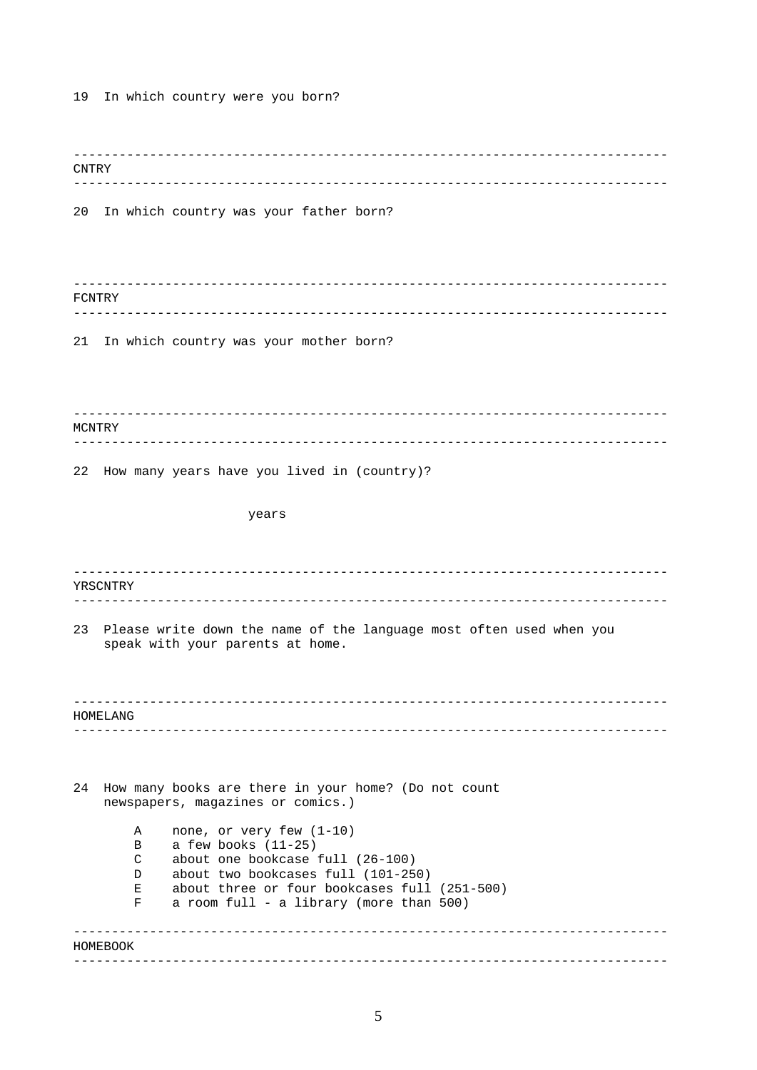19 In which country were you born?

---

CNTRY

---

20 In which country was your father born?

---

FCNTRY

---

21 In which country was your mother born?

---

MCNTRY

---

22 How many years have you lived in (country)?

years

---

YRSCNTRY

---

23 Please write down the name of the language most often used when you speak with your parents at home.

---

HOMELANG

---

24 How many books are there in your home? (Do not count newspapers, magazines or comics.)

- A none, or very few (1-10)
- B a few books (11-25)
- C about one bookcase full (26-100)
- D about two bookcases full (101-250)
- E about three or four bookcases full (251-500)
- F a room full - a library (more than 500)

---

HOMEBOOK

---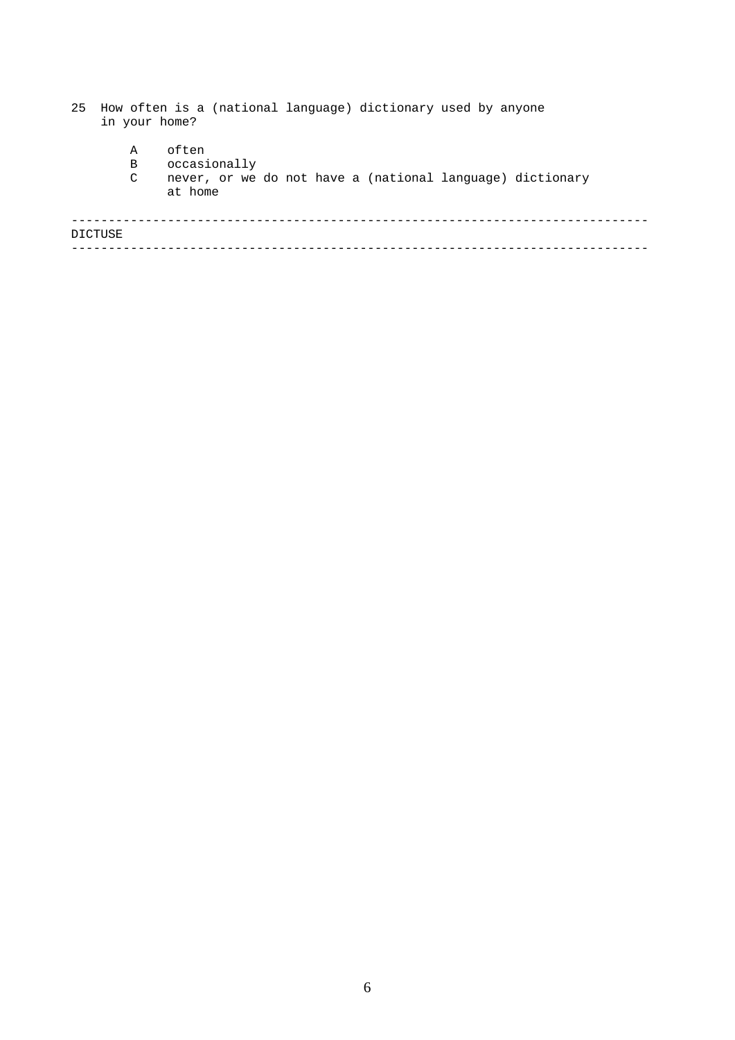25 How often is a (national language) dictionary used by anyone in your home?

- A often
- B occasionally
- C never, or we do not have a (national language) dictionary at home

---

DICTUSE

---